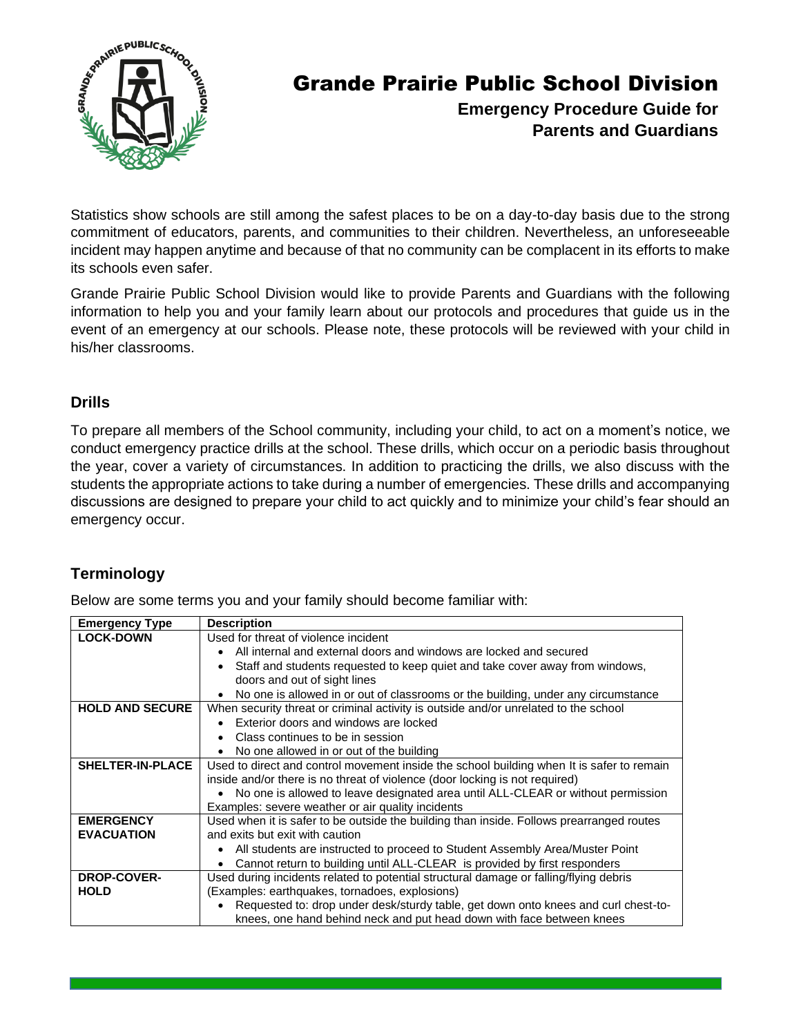# Grande Prairie Public School Division

**Emergency Procedure Guide for Parents and Guardians**

Statistics show schools are still among the safest places to be on a day-to-day basis due to the strong commitment of educators, parents, and communities to their children. Nevertheless, an unforeseeable incident may happen anytime and because of that no community can be complacent in its efforts to make its schools even safer.

Grande Prairie Public School Division would like to provide Parents and Guardians with the following information to help you and your family learn about our protocols and procedures that guide us in the event of an emergency at our schools. Please note, these protocols will be reviewed with your child in his/her classrooms.

## Drills

To prepare all members of the School community, including your child, to act on a moment's notice, we conduct emergency practice drills at the school. These drills, which occur on a periodic basis throughout the year, cover a variety of circumstances. In addition to practicing the drills, we also discuss with the students the appropriate actions to take during a number of emergencies. These drills and accompanying discussions are designed to prepare your child to act quickly and to minimize your child's fear should an emergency occur.

## Terminology

Below are some terms you and your family should become familiar with:

| Emergency Type | Description |
|---|---|
| **LOCK-DOWN** | Used for threat of violence incident<br>• All internal and external doors and windows are locked and secured<br>• Staff and students requested to keep quiet and take cover away from windows, doors and out of sight lines<br>• No one is allowed in or out of classrooms or the building, under any circumstance |
| **HOLD AND SECURE** | When security threat or criminal activity is outside and/or unrelated to the school<br>• Exterior doors and windows are locked<br>• Class continues to be in session<br>• No one allowed in or out of the building |
| **SHELTER-IN-PLACE** | Used to direct and control movement inside the school building when It is safer to remain inside and/or there is no threat of violence (door locking is not required)<br>• No one is allowed to leave designated area until ALL-CLEAR or without permission<br>Examples: severe weather or air quality incidents |
| **EMERGENCY EVACUATION** | Used when it is safer to be outside the building than inside. Follows prearranged routes and exits but exit with caution<br>• All students are instructed to proceed to Student Assembly Area/Muster Point<br>• Cannot return to building until ALL-CLEAR is provided by first responders |
| **DROP-COVER-HOLD** | Used during incidents related to potential structural damage or falling/flying debris (Examples: earthquakes, tornadoes, explosions)<br>• Requested to: drop under desk/sturdy table, get down onto knees and curl chest-to-knees, one hand behind neck and put head down with face between knees |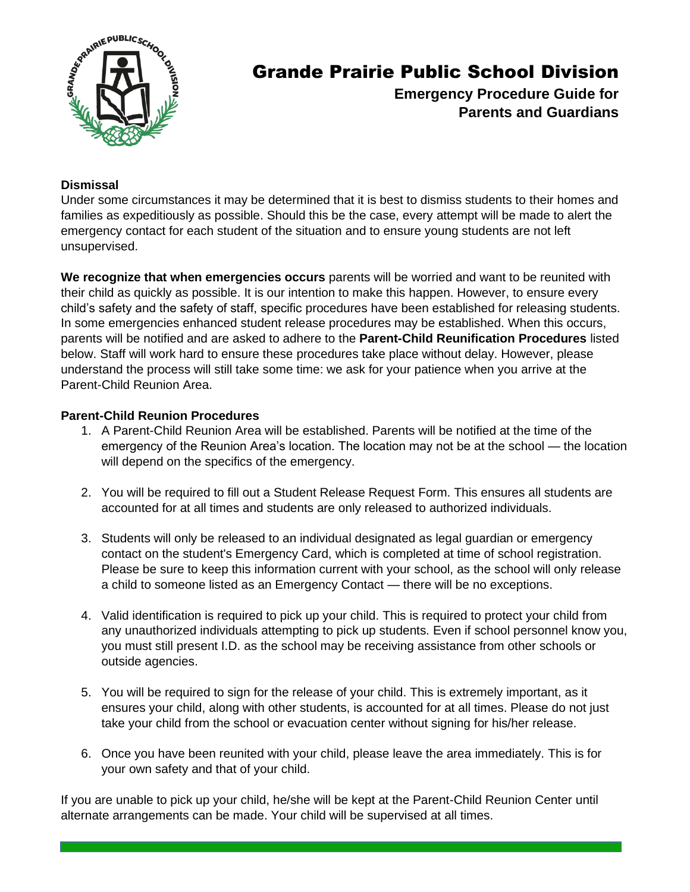# Grande Prairie Public School Division

**Emergency Procedure Guide for Parents and Guardians**

**Dismissal**

Under some circumstances it may be determined that it is best to dismiss students to their homes and families as expeditiously as possible. Should this be the case, every attempt will be made to alert the emergency contact for each student of the situation and to ensure young students are not left unsupervised.

**We recognize that when emergencies occurs** parents will be worried and want to be reunited with their child as quickly as possible. It is our intention to make this happen. However, to ensure every child's safety and the safety of staff, specific procedures have been established for releasing students. In some emergencies enhanced student release procedures may be established. When this occurs, parents will be notified and are asked to adhere to the **Parent-Child Reunification Procedures** listed below. Staff will work hard to ensure these procedures take place without delay. However, please understand the process will still take some time: we ask for your patience when you arrive at the Parent-Child Reunion Area.

**Parent-Child Reunion Procedures**

1. A Parent-Child Reunion Area will be established. Parents will be notified at the time of the emergency of the Reunion Area's location. The location may not be at the school — the location will depend on the specifics of the emergency.

2. You will be required to fill out a Student Release Request Form. This ensures all students are accounted for at all times and students are only released to authorized individuals.

3. Students will only be released to an individual designated as legal guardian or emergency contact on the student's Emergency Card, which is completed at time of school registration. Please be sure to keep this information current with your school, as the school will only release a child to someone listed as an Emergency Contact — there will be no exceptions.

4. Valid identification is required to pick up your child. This is required to protect your child from any unauthorized individuals attempting to pick up students. Even if school personnel know you, you must still present I.D. as the school may be receiving assistance from other schools or outside agencies.

5. You will be required to sign for the release of your child. This is extremely important, as it ensures your child, along with other students, is accounted for at all times. Please do not just take your child from the school or evacuation center without signing for his/her release.

6. Once you have been reunited with your child, please leave the area immediately. This is for your own safety and that of your child.

If you are unable to pick up your child, he/she will be kept at the Parent-Child Reunion Center until alternate arrangements can be made. Your child will be supervised at all times.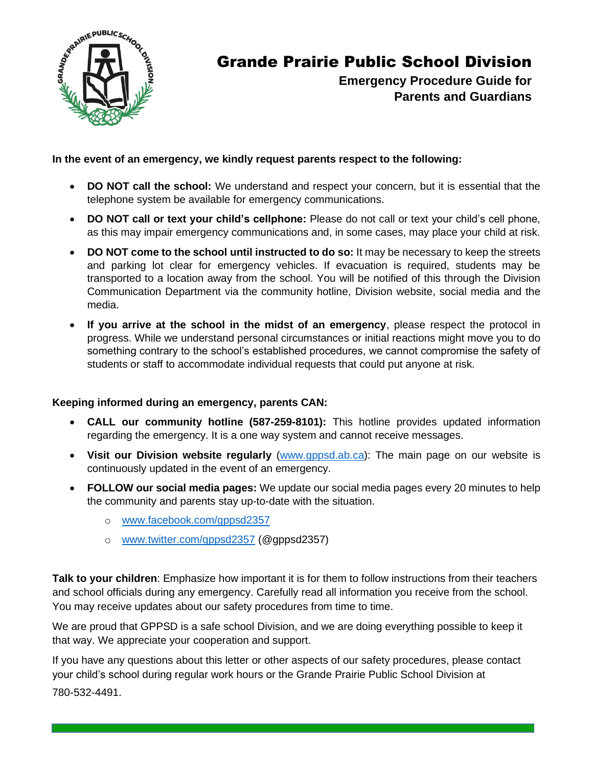# Grande Prairie Public School Division

## Emergency Procedure Guide for Parents and Guardians

**In the event of an emergency, we kindly request parents respect to the following:**

- **DO NOT call the school:** We understand and respect your concern, but it is essential that the telephone system be available for emergency communications.
- **DO NOT call or text your child's cellphone:** Please do not call or text your child's cell phone, as this may impair emergency communications and, in some cases, may place your child at risk.
- **DO NOT come to the school until instructed to do so:** It may be necessary to keep the streets and parking lot clear for emergency vehicles. If evacuation is required, students may be transported to a location away from the school. You will be notified of this through the Division Communication Department via the community hotline, Division website, social media and the media.
- **If you arrive at the school in the midst of an emergency**, please respect the protocol in progress. While we understand personal circumstances or initial reactions might move you to do something contrary to the school's established procedures, we cannot compromise the safety of students or staff to accommodate individual requests that could put anyone at risk.

**Keeping informed during an emergency, parents CAN:**

- **CALL our community hotline (587-259-8101):** This hotline provides updated information regarding the emergency. It is a one way system and cannot receive messages.
- **Visit our Division website regularly** (www.gppsd.ab.ca): The main page on our website is continuously updated in the event of an emergency.
- **FOLLOW our social media pages:** We update our social media pages every 20 minutes to help the community and parents stay up-to-date with the situation.
  - www.facebook.com/gppsd2357
  - www.twitter.com/gppsd2357 (@gppsd2357)

**Talk to your children**: Emphasize how important it is for them to follow instructions from their teachers and school officials during any emergency. Carefully read all information you receive from the school. You may receive updates about our safety procedures from time to time.

We are proud that GPPSD is a safe school Division, and we are doing everything possible to keep it that way. We appreciate your cooperation and support.

If you have any questions about this letter or other aspects of our safety procedures, please contact your child's school during regular work hours or the Grande Prairie Public School Division at 780-532-4491.